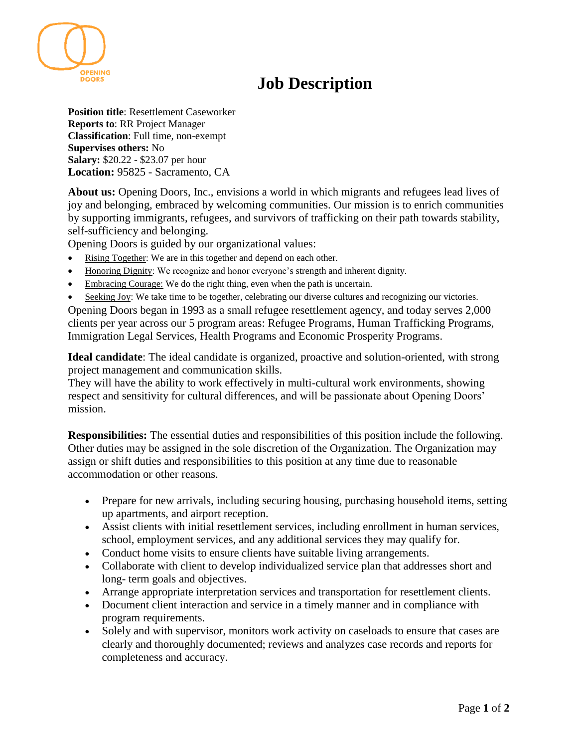# Job Description

**Position title**: Resettlement Caseworker
**Reports to**: RR Project Manager
**Classification**: Full time, non-exempt
**Supervises others:** No
**Salary:** $20.22 - $23.07 per hour
**Location:** 95825 - Sacramento, CA

**About us:** Opening Doors, Inc., envisions a world in which migrants and refugees lead lives of joy and belonging, embraced by welcoming communities. Our mission is to enrich communities by supporting immigrants, refugees, and survivors of trafficking on their path towards stability, self-sufficiency and belonging.
Opening Doors is guided by our organizational values:

- Rising Together: We are in this together and depend on each other.
- Honoring Dignity: We recognize and honor everyone's strength and inherent dignity.
- Embracing Courage: We do the right thing, even when the path is uncertain.
- Seeking Joy: We take time to be together, celebrating our diverse cultures and recognizing our victories.

Opening Doors began in 1993 as a small refugee resettlement agency, and today serves 2,000 clients per year across our 5 program areas: Refugee Programs, Human Trafficking Programs, Immigration Legal Services, Health Programs and Economic Prosperity Programs.

**Ideal candidate**: The ideal candidate is organized, proactive and solution-oriented, with strong project management and communication skills.
They will have the ability to work effectively in multi-cultural work environments, showing respect and sensitivity for cultural differences, and will be passionate about Opening Doors' mission.

**Responsibilities:** The essential duties and responsibilities of this position include the following. Other duties may be assigned in the sole discretion of the Organization. The Organization may assign or shift duties and responsibilities to this position at any time due to reasonable accommodation or other reasons.

- Prepare for new arrivals, including securing housing, purchasing household items, setting up apartments, and airport reception.
- Assist clients with initial resettlement services, including enrollment in human services, school, employment services, and any additional services they may qualify for.
- Conduct home visits to ensure clients have suitable living arrangements.
- Collaborate with client to develop individualized service plan that addresses short and long- term goals and objectives.
- Arrange appropriate interpretation services and transportation for resettlement clients.
- Document client interaction and service in a timely manner and in compliance with program requirements.
- Solely and with supervisor, monitors work activity on caseloads to ensure that cases are clearly and thoroughly documented; reviews and analyzes case records and reports for completeness and accuracy.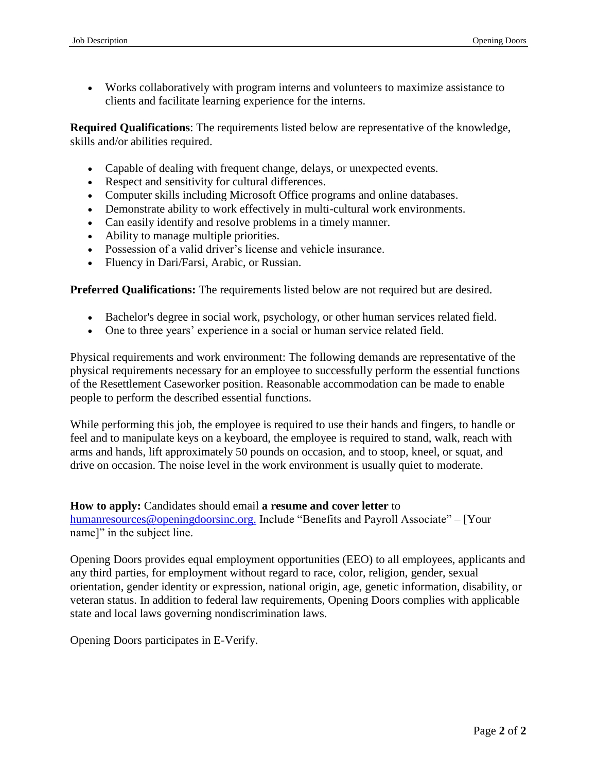- Works collaboratively with program interns and volunteers to maximize assistance to clients and facilitate learning experience for the interns.

**Required Qualifications**: The requirements listed below are representative of the knowledge, skills and/or abilities required.

- Capable of dealing with frequent change, delays, or unexpected events.
- Respect and sensitivity for cultural differences.
- Computer skills including Microsoft Office programs and online databases.
- Demonstrate ability to work effectively in multi-cultural work environments.
- Can easily identify and resolve problems in a timely manner.
- Ability to manage multiple priorities.
- Possession of a valid driver's license and vehicle insurance.
- Fluency in Dari/Farsi, Arabic, or Russian.

**Preferred Qualifications:** The requirements listed below are not required but are desired.

- Bachelor's degree in social work, psychology, or other human services related field.
- One to three years' experience in a social or human service related field.

Physical requirements and work environment: The following demands are representative of the physical requirements necessary for an employee to successfully perform the essential functions of the Resettlement Caseworker position. Reasonable accommodation can be made to enable people to perform the described essential functions.

While performing this job, the employee is required to use their hands and fingers, to handle or feel and to manipulate keys on a keyboard, the employee is required to stand, walk, reach with arms and hands, lift approximately 50 pounds on occasion, and to stoop, kneel, or squat, and drive on occasion. The noise level in the work environment is usually quiet to moderate.

**How to apply:** Candidates should email **a resume and cover letter** to humanresources@openingdoorsinc.org. Include "Benefits and Payroll Associate" – [Your name]" in the subject line.

Opening Doors provides equal employment opportunities (EEO) to all employees, applicants and any third parties, for employment without regard to race, color, religion, gender, sexual orientation, gender identity or expression, national origin, age, genetic information, disability, or veteran status. In addition to federal law requirements, Opening Doors complies with applicable state and local laws governing nondiscrimination laws.

Opening Doors participates in E-Verify.